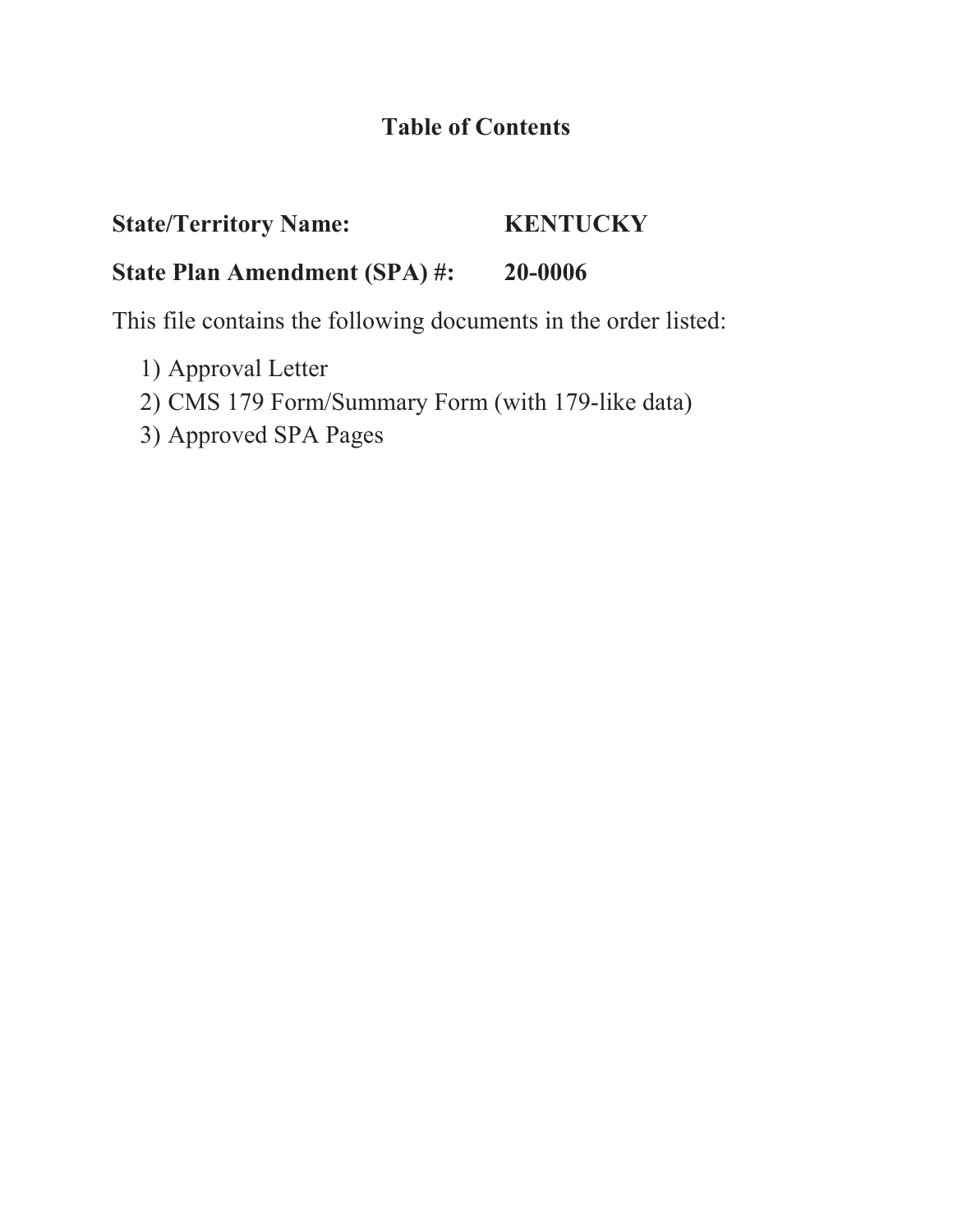# Table of Contents

**State/Territory Name:** **KENTUCKY**

**State Plan Amendment (SPA) #:** **20-0006**

This file contains the following documents in the order listed:

1) Approval Letter
2) CMS 179 Form/Summary Form (with 179-like data)
3) Approved SPA Pages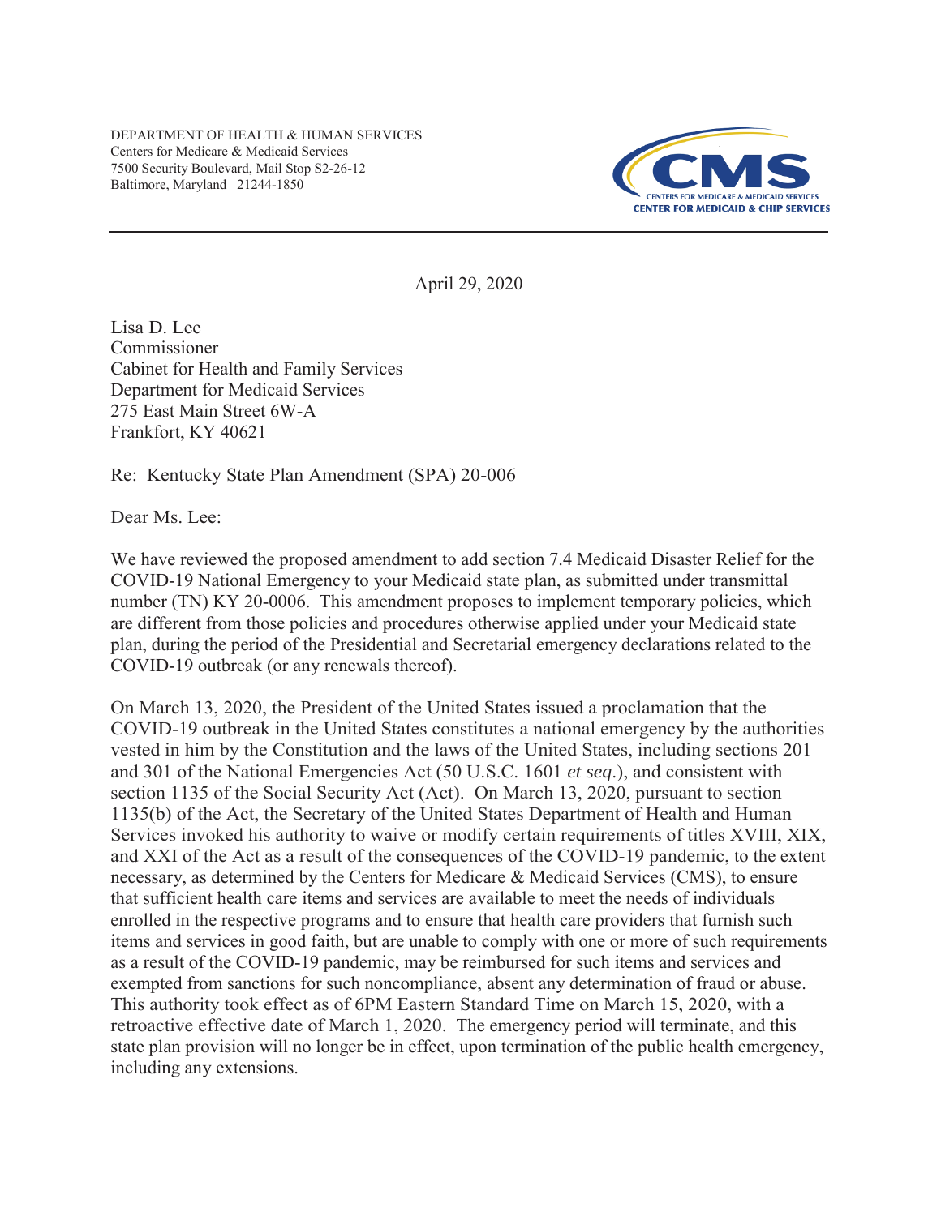DEPARTMENT OF HEALTH & HUMAN SERVICES
Centers for Medicare & Medicaid Services
7500 Security Boulevard, Mail Stop S2-26-12
Baltimore, Maryland 21244-1850

CMS
CENTERS FOR MEDICARE & MEDICAID SERVICES
CENTER FOR MEDICAID & CHIP SERVICES

April 29, 2020

Lisa D. Lee
Commissioner
Cabinet for Health and Family Services
Department for Medicaid Services
275 East Main Street 6W-A
Frankfort, KY 40621

Re: Kentucky State Plan Amendment (SPA) 20-006

Dear Ms. Lee:

We have reviewed the proposed amendment to add section 7.4 Medicaid Disaster Relief for the COVID-19 National Emergency to your Medicaid state plan, as submitted under transmittal number (TN) KY 20-0006. This amendment proposes to implement temporary policies, which are different from those policies and procedures otherwise applied under your Medicaid state plan, during the period of the Presidential and Secretarial emergency declarations related to the COVID-19 outbreak (or any renewals thereof).

On March 13, 2020, the President of the United States issued a proclamation that the COVID-19 outbreak in the United States constitutes a national emergency by the authorities vested in him by the Constitution and the laws of the United States, including sections 201 and 301 of the National Emergencies Act (50 U.S.C. 1601 *et seq*.), and consistent with section 1135 of the Social Security Act (Act). On March 13, 2020, pursuant to section 1135(b) of the Act, the Secretary of the United States Department of Health and Human Services invoked his authority to waive or modify certain requirements of titles XVIII, XIX, and XXI of the Act as a result of the consequences of the COVID-19 pandemic, to the extent necessary, as determined by the Centers for Medicare & Medicaid Services (CMS), to ensure that sufficient health care items and services are available to meet the needs of individuals enrolled in the respective programs and to ensure that health care providers that furnish such items and services in good faith, but are unable to comply with one or more of such requirements as a result of the COVID-19 pandemic, may be reimbursed for such items and services and exempted from sanctions for such noncompliance, absent any determination of fraud or abuse. This authority took effect as of 6PM Eastern Standard Time on March 15, 2020, with a retroactive effective date of March 1, 2020. The emergency period will terminate, and this state plan provision will no longer be in effect, upon termination of the public health emergency, including any extensions.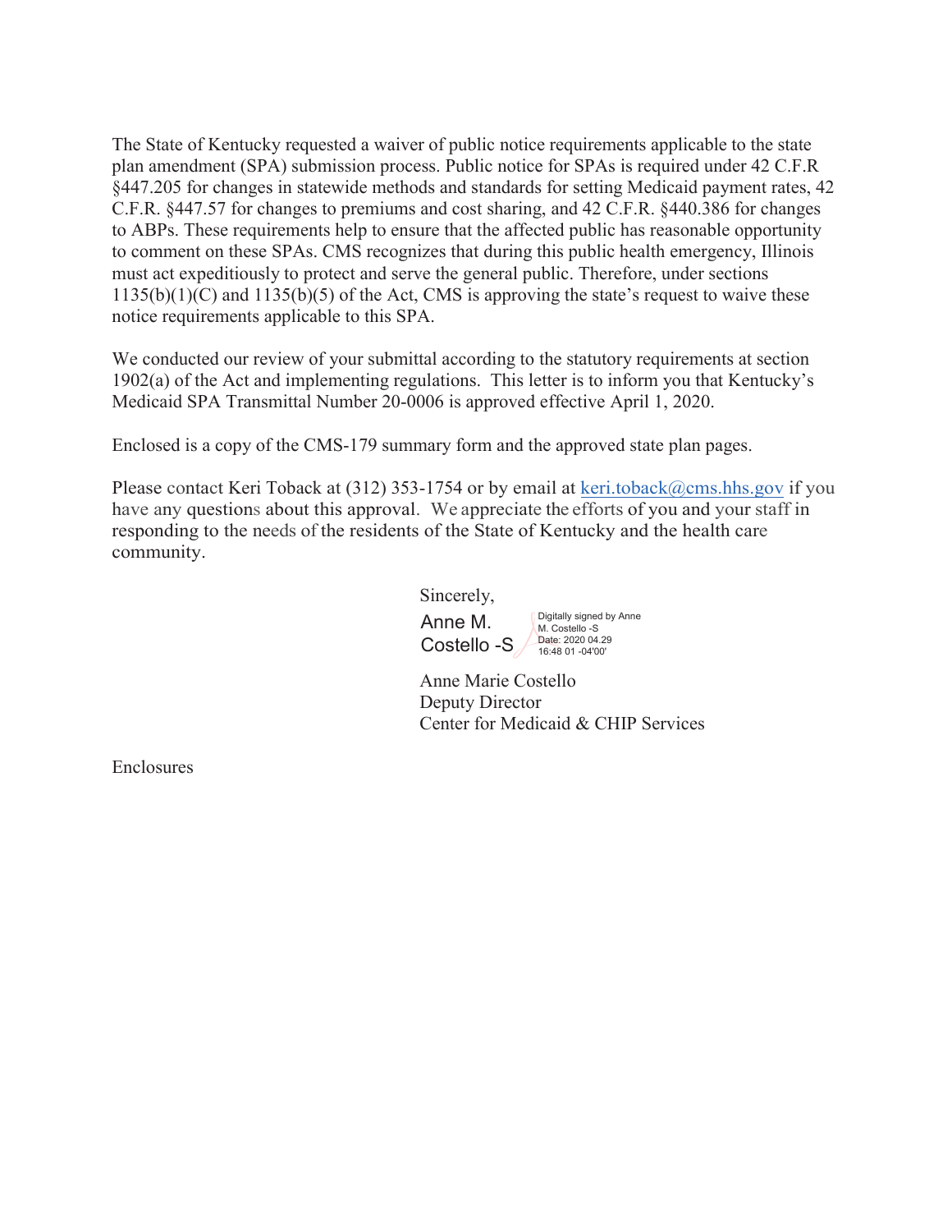The State of Kentucky requested a waiver of public notice requirements applicable to the state plan amendment (SPA) submission process. Public notice for SPAs is required under 42 C.F.R §447.205 for changes in statewide methods and standards for setting Medicaid payment rates, 42 C.F.R. §447.57 for changes to premiums and cost sharing, and 42 C.F.R. §440.386 for changes to ABPs. These requirements help to ensure that the affected public has reasonable opportunity to comment on these SPAs. CMS recognizes that during this public health emergency, Illinois must act expeditiously to protect and serve the general public. Therefore, under sections 1135(b)(1)(C) and 1135(b)(5) of the Act, CMS is approving the state's request to waive these notice requirements applicable to this SPA.

We conducted our review of your submittal according to the statutory requirements at section 1902(a) of the Act and implementing regulations. This letter is to inform you that Kentucky's Medicaid SPA Transmittal Number 20-0006 is approved effective April 1, 2020.

Enclosed is a copy of the CMS-179 summary form and the approved state plan pages.

Please contact Keri Toback at (312) 353-1754 or by email at keri.toback@cms.hhs.gov if you have any questions about this approval. We appreciate the efforts of you and your staff in responding to the needs of the residents of the State of Kentucky and the health care community.

Sincerely,

Anne M. Costello -S

Digitally signed by Anne M. Costello -S
Date: 2020.04.29 16:48:01 -04'00'

Anne Marie Costello
Deputy Director
Center for Medicaid & CHIP Services

Enclosures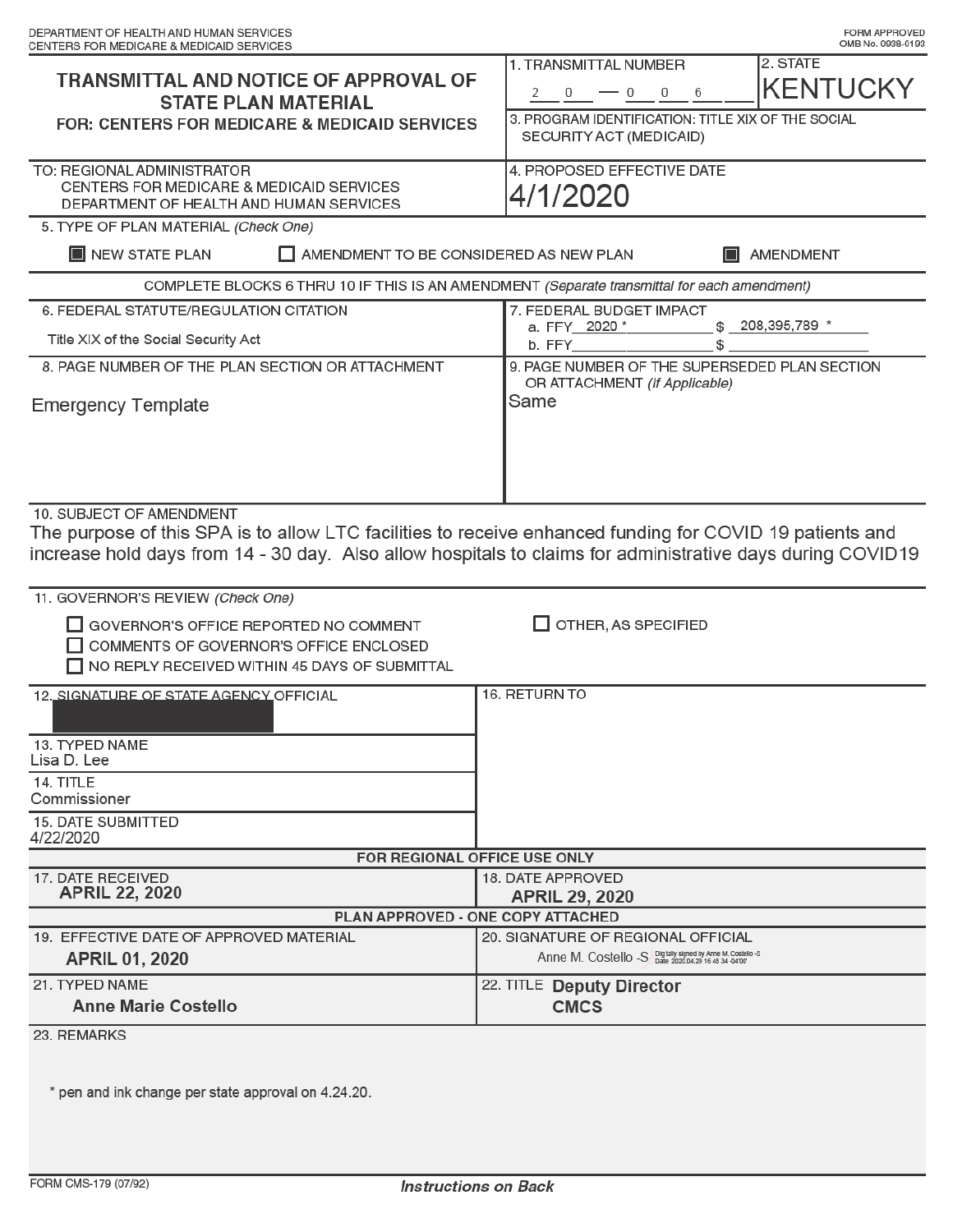DEPARTMENT OF HEALTH AND HUMAN SERVICES
CENTERS FOR MEDICARE & MEDICAID SERVICES

FORM APPROVED
OMB No. 0938-0193

# TRANSMITTAL AND NOTICE OF APPROVAL OF STATE PLAN MATERIAL

**FOR: CENTERS FOR MEDICARE & MEDICAID SERVICES**

1. TRANSMITTAL NUMBER: 20 — 006
2. STATE: KENTUCKY
3. PROGRAM IDENTIFICATION: TITLE XIX OF THE SOCIAL SECURITY ACT (MEDICAID)

TO: REGIONAL ADMINISTRATOR
CENTERS FOR MEDICARE & MEDICAID SERVICES
DEPARTMENT OF HEALTH AND HUMAN SERVICES

4. PROPOSED EFFECTIVE DATE: 4/1/2020

5. TYPE OF PLAN MATERIAL (*Check One*)

- [x] NEW STATE PLAN
- [ ] AMENDMENT TO BE CONSIDERED AS NEW PLAN
- [x] AMENDMENT

COMPLETE BLOCKS 6 THRU 10 IF THIS IS AN AMENDMENT (*Separate transmittal for each amendment*)

6. FEDERAL STATUTE/REGULATION CITATION
Title XIX of the Social Security Act

7. FEDERAL BUDGET IMPACT
a. FFY 2020 * $ 208,395,789 *
b. FFY ________ $ ________

8. PAGE NUMBER OF THE PLAN SECTION OR ATTACHMENT
Emergency Template

9. PAGE NUMBER OF THE SUPERSEDED PLAN SECTION OR ATTACHMENT (*If Applicable*)
Same

10. SUBJECT OF AMENDMENT
The purpose of this SPA is to allow LTC facilities to receive enhanced funding for COVID 19 patients and increase hold days from 14 - 30 day. Also allow hospitals to claims for administrative days during COVID19

11. GOVERNOR'S REVIEW (*Check One*)

- [ ] GOVERNOR'S OFFICE REPORTED NO COMMENT
- [ ] COMMENTS OF GOVERNOR'S OFFICE ENCLOSED
- [ ] NO REPLY RECEIVED WITHIN 45 DAYS OF SUBMITTAL
- [ ] OTHER, AS SPECIFIED

12. SIGNATURE OF STATE AGENCY OFFICIAL: [redacted]

13. TYPED NAME: Lisa D. Lee

14. TITLE: Commissioner

15. DATE SUBMITTED: 4/22/2020

16. RETURN TO:

**FOR REGIONAL OFFICE USE ONLY**

17. DATE RECEIVED: **APRIL 22, 2020**

18. DATE APPROVED: **APRIL 29, 2020**

**PLAN APPROVED - ONE COPY ATTACHED**

19. EFFECTIVE DATE OF APPROVED MATERIAL: **APRIL 01, 2020**

20. SIGNATURE OF REGIONAL OFFICIAL: Anne M. Costello -S (Digitally signed by Anne M. Costello -S Date: 2020.04.29 16:48:34 -04'00')

21. TYPED NAME: **Anne Marie Costello**

22. TITLE: **Deputy Director CMCS**

23. REMARKS

\* pen and ink change per state approval on 4.24.20.

FORM CMS-179 (07/92) *Instructions on Back*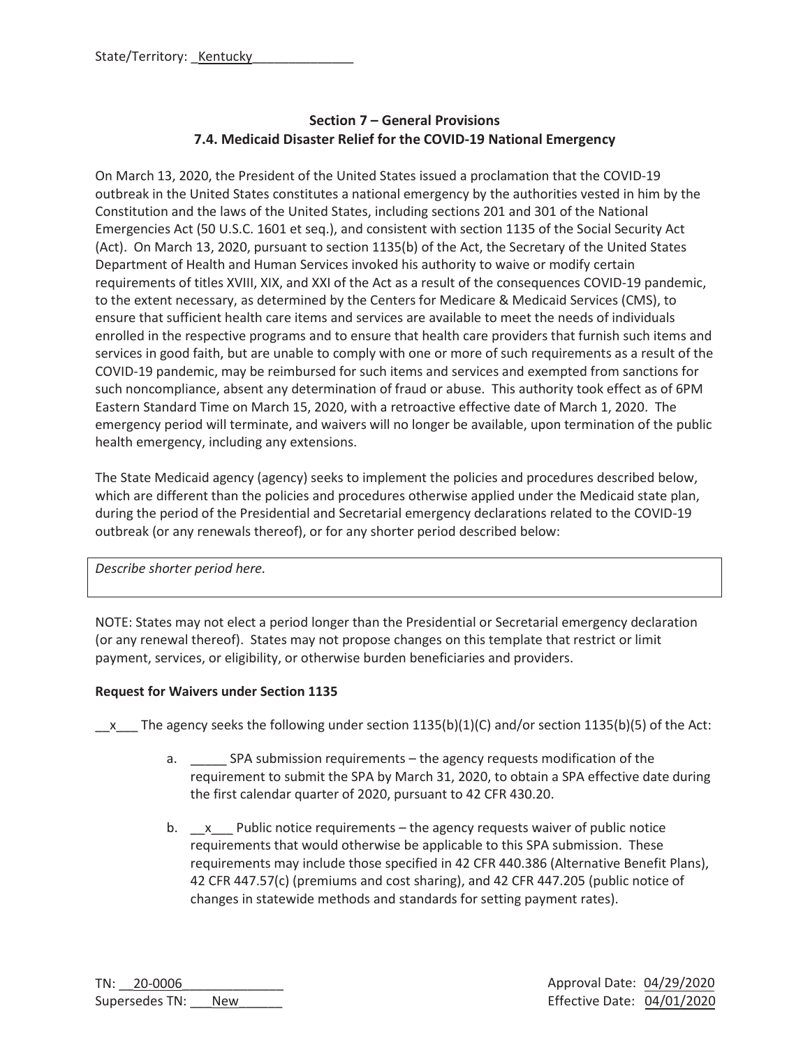State/Territory: _Kentucky______________

## Section 7 – General Provisions
## 7.4. Medicaid Disaster Relief for the COVID-19 National Emergency

On March 13, 2020, the President of the United States issued a proclamation that the COVID-19 outbreak in the United States constitutes a national emergency by the authorities vested in him by the Constitution and the laws of the United States, including sections 201 and 301 of the National Emergencies Act (50 U.S.C. 1601 et seq.), and consistent with section 1135 of the Social Security Act (Act). On March 13, 2020, pursuant to section 1135(b) of the Act, the Secretary of the United States Department of Health and Human Services invoked his authority to waive or modify certain requirements of titles XVIII, XIX, and XXI of the Act as a result of the consequences COVID-19 pandemic, to the extent necessary, as determined by the Centers for Medicare & Medicaid Services (CMS), to ensure that sufficient health care items and services are available to meet the needs of individuals enrolled in the respective programs and to ensure that health care providers that furnish such items and services in good faith, but are unable to comply with one or more of such requirements as a result of the COVID-19 pandemic, may be reimbursed for such items and services and exempted from sanctions for such noncompliance, absent any determination of fraud or abuse. This authority took effect as of 6PM Eastern Standard Time on March 15, 2020, with a retroactive effective date of March 1, 2020. The emergency period will terminate, and waivers will no longer be available, upon termination of the public health emergency, including any extensions.

The State Medicaid agency (agency) seeks to implement the policies and procedures described below, which are different than the policies and procedures otherwise applied under the Medicaid state plan, during the period of the Presidential and Secretarial emergency declarations related to the COVID-19 outbreak (or any renewals thereof), or for any shorter period described below:

| *Describe shorter period here.* |
|---|

NOTE: States may not elect a period longer than the Presidential or Secretarial emergency declaration (or any renewal thereof). States may not propose changes on this template that restrict or limit payment, services, or eligibility, or otherwise burden beneficiaries and providers.

**Request for Waivers under Section 1135**

__x___ The agency seeks the following under section 1135(b)(1)(C) and/or section 1135(b)(5) of the Act:

a. _____ SPA submission requirements – the agency requests modification of the requirement to submit the SPA by March 31, 2020, to obtain a SPA effective date during the first calendar quarter of 2020, pursuant to 42 CFR 430.20.

b. __x___ Public notice requirements – the agency requests waiver of public notice requirements that would otherwise be applicable to this SPA submission. These requirements may include those specified in 42 CFR 440.386 (Alternative Benefit Plans), 42 CFR 447.57(c) (premiums and cost sharing), and 42 CFR 447.205 (public notice of changes in statewide methods and standards for setting payment rates).

TN: __20-0006______________
Supersedes TN: ___New______

Approval Date: 04/29/2020
Effective Date: 04/01/2020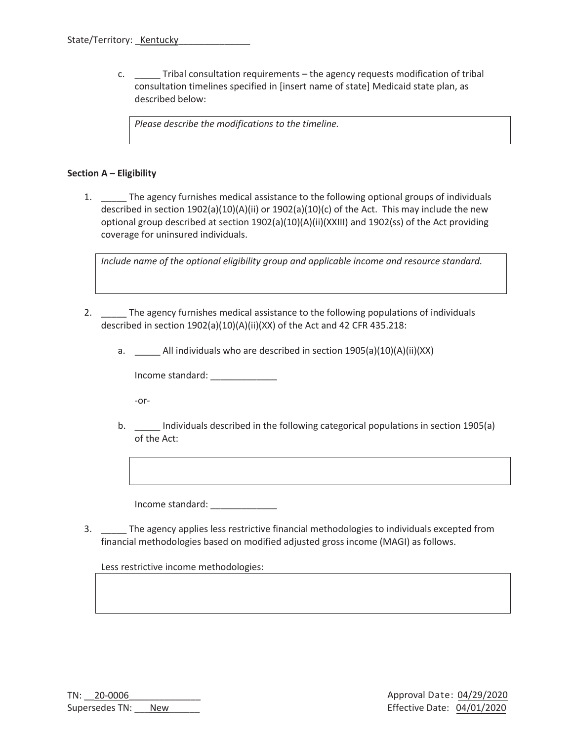State/Territory: \_Kentucky\_\_\_\_\_\_\_\_\_\_\_\_\_\_

c. \_\_\_\_\_ Tribal consultation requirements – the agency requests modification of tribal consultation timelines specified in [insert name of state] Medicaid state plan, as described below:

| *Please describe the modifications to the timeline.* |
|---|

**Section A – Eligibility**

1. \_\_\_\_\_ The agency furnishes medical assistance to the following optional groups of individuals described in section 1902(a)(10)(A)(ii) or 1902(a)(10)(c) of the Act. This may include the new optional group described at section 1902(a)(10)(A)(ii)(XXIII) and 1902(ss) of the Act providing coverage for uninsured individuals.

| *Include name of the optional eligibility group and applicable income and resource standard.* |
|---|

2. \_\_\_\_\_ The agency furnishes medical assistance to the following populations of individuals described in section 1902(a)(10)(A)(ii)(XX) of the Act and 42 CFR 435.218:

   a. \_\_\_\_\_ All individuals who are described in section 1905(a)(10)(A)(ii)(XX)

   Income standard: \_\_\_\_\_\_\_\_\_\_\_\_\_

   -or-

   b. \_\_\_\_\_ Individuals described in the following categorical populations in section 1905(a) of the Act:

   | |
   |---|

   Income standard: \_\_\_\_\_\_\_\_\_\_\_\_\_

3. \_\_\_\_\_ The agency applies less restrictive financial methodologies to individuals excepted from financial methodologies based on modified adjusted gross income (MAGI) as follows.

   Less restrictive income methodologies:

   | |
   |---|

TN: \_\_20-0006\_\_\_\_\_\_\_\_\_\_\_\_\_\_ Approval Date: 04/29/2020

Supersedes TN: \_\_\_New\_\_\_\_\_\_ Effective Date: 04/01/2020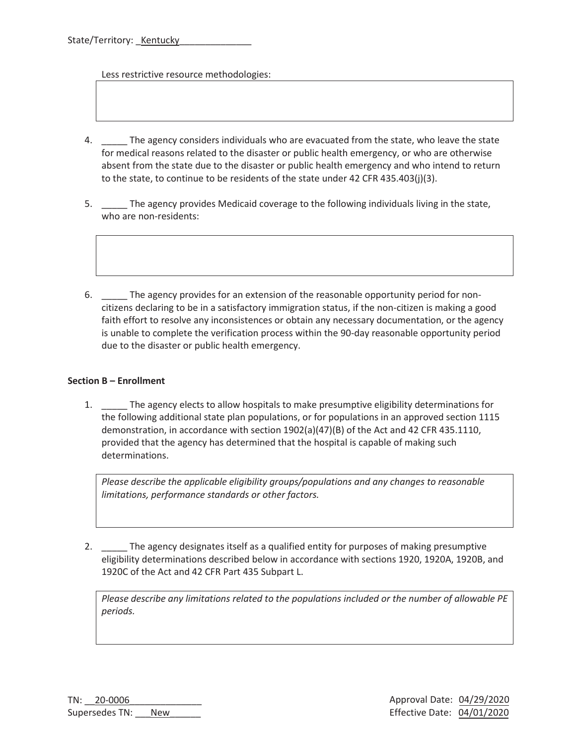State/Territory: _Kentucky______________

Less restrictive resource methodologies:

| |
|---|
| |

4. _____ The agency considers individuals who are evacuated from the state, who leave the state for medical reasons related to the disaster or public health emergency, or who are otherwise absent from the state due to the disaster or public health emergency and who intend to return to the state, to continue to be residents of the state under 42 CFR 435.403(j)(3).

5. _____ The agency provides Medicaid coverage to the following individuals living in the state, who are non-residents:

| |
|---|
| |

6. _____ The agency provides for an extension of the reasonable opportunity period for non-citizens declaring to be in a satisfactory immigration status, if the non-citizen is making a good faith effort to resolve any inconsistences or obtain any necessary documentation, or the agency is unable to complete the verification process within the 90-day reasonable opportunity period due to the disaster or public health emergency.

**Section B – Enrollment**

1. _____ The agency elects to allow hospitals to make presumptive eligibility determinations for the following additional state plan populations, or for populations in an approved section 1115 demonstration, in accordance with section 1902(a)(47)(B) of the Act and 42 CFR 435.1110, provided that the agency has determined that the hospital is capable of making such determinations.

| *Please describe the applicable eligibility groups/populations and any changes to reasonable limitations, performance standards or other factors.* |
|---|

2. _____ The agency designates itself as a qualified entity for purposes of making presumptive eligibility determinations described below in accordance with sections 1920, 1920A, 1920B, and 1920C of the Act and 42 CFR Part 435 Subpart L.

| *Please describe any limitations related to the populations included or the number of allowable PE periods.* |
|---|

TN: __20-0006______________
Supersedes TN: ___New______

Approval Date: 04/29/2020
Effective Date: 04/01/2020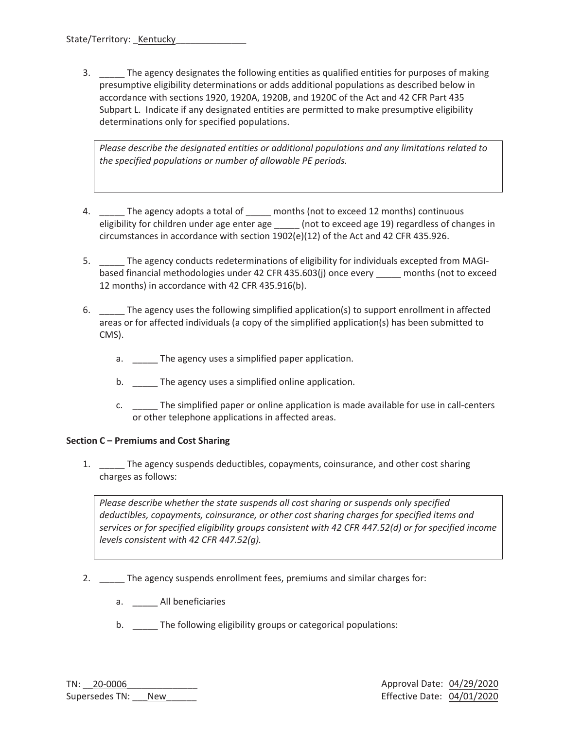State/Territory: _Kentucky______________

3. _____ The agency designates the following entities as qualified entities for purposes of making presumptive eligibility determinations or adds additional populations as described below in accordance with sections 1920, 1920A, 1920B, and 1920C of the Act and 42 CFR Part 435 Subpart L. Indicate if any designated entities are permitted to make presumptive eligibility determinations only for specified populations.

   | *Please describe the designated entities or additional populations and any limitations related to the specified populations or number of allowable PE periods.* |
   |---|

4. _____ The agency adopts a total of _____ months (not to exceed 12 months) continuous eligibility for children under age enter age _____ (not to exceed age 19) regardless of changes in circumstances in accordance with section 1902(e)(12) of the Act and 42 CFR 435.926.

5. _____ The agency conducts redeterminations of eligibility for individuals excepted from MAGI-based financial methodologies under 42 CFR 435.603(j) once every _____ months (not to exceed 12 months) in accordance with 42 CFR 435.916(b).

6. _____ The agency uses the following simplified application(s) to support enrollment in affected areas or for affected individuals (a copy of the simplified application(s) has been submitted to CMS).

   a. _____ The agency uses a simplified paper application.

   b. _____ The agency uses a simplified online application.

   c. _____ The simplified paper or online application is made available for use in call-centers or other telephone applications in affected areas.

**Section C – Premiums and Cost Sharing**

1. _____ The agency suspends deductibles, copayments, coinsurance, and other cost sharing charges as follows:

   | *Please describe whether the state suspends all cost sharing or suspends only specified deductibles, copayments, coinsurance, or other cost sharing charges for specified items and services or for specified eligibility groups consistent with 42 CFR 447.52(d) or for specified income levels consistent with 42 CFR 447.52(g).* |
   |---|

2. _____ The agency suspends enrollment fees, premiums and similar charges for:

   a. _____ All beneficiaries

   b. _____ The following eligibility groups or categorical populations:

TN: __20-0006______________
Supersedes TN: ___New______

Approval Date: 04/29/2020
Effective Date: 04/01/2020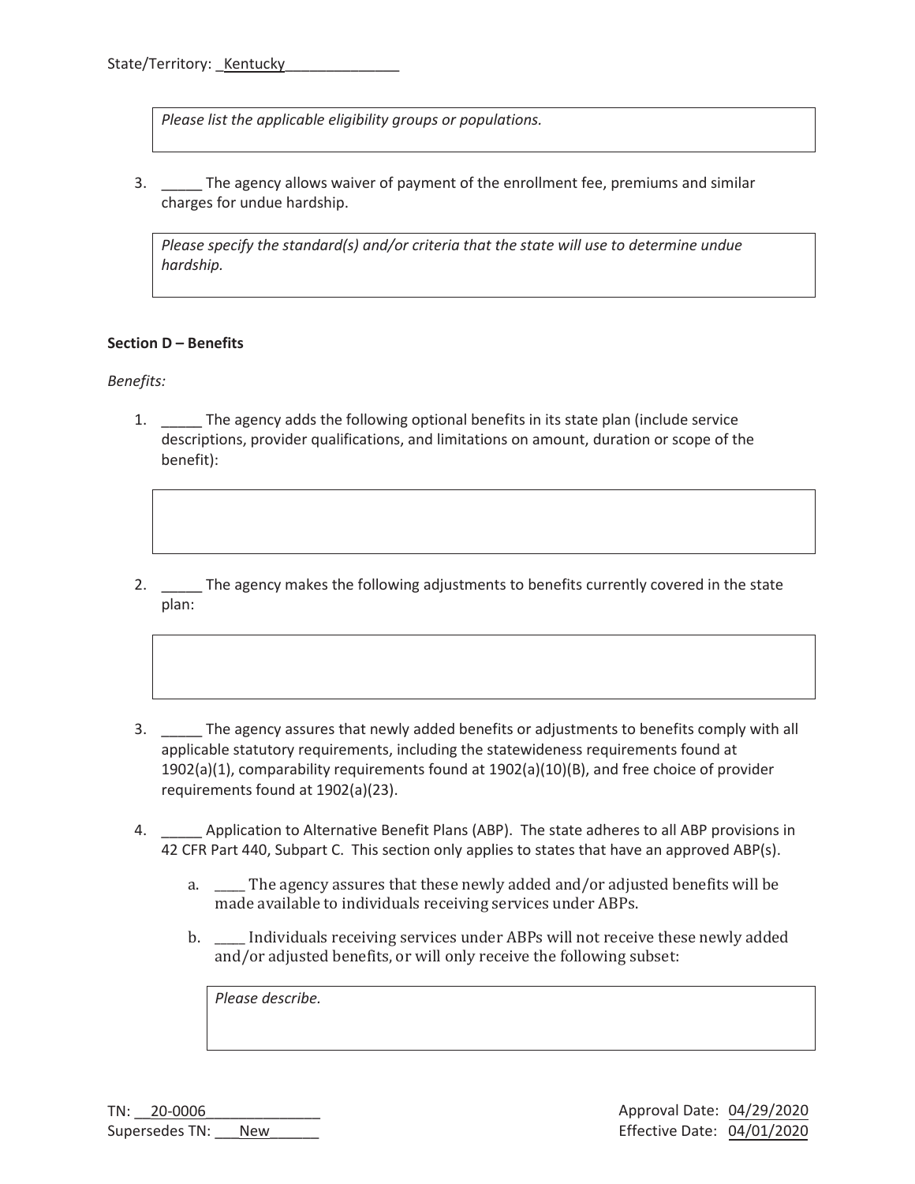State/Territory: _Kentucky_______________

> *Please list the applicable eligibility groups or populations.*

3. _____ The agency allows waiver of payment of the enrollment fee, premiums and similar charges for undue hardship.

> *Please specify the standard(s) and/or criteria that the state will use to determine undue hardship.*

**Section D – Benefits**

*Benefits:*

1. _____ The agency adds the following optional benefits in its state plan (include service descriptions, provider qualifications, and limitations on amount, duration or scope of the benefit):

2. _____ The agency makes the following adjustments to benefits currently covered in the state plan:

3. _____ The agency assures that newly added benefits or adjustments to benefits comply with all applicable statutory requirements, including the statewideness requirements found at 1902(a)(1), comparability requirements found at 1902(a)(10)(B), and free choice of provider requirements found at 1902(a)(23).

4. _____ Application to Alternative Benefit Plans (ABP). The state adheres to all ABP provisions in 42 CFR Part 440, Subpart C. This section only applies to states that have an approved ABP(s).

   a. ____ The agency assures that these newly added and/or adjusted benefits will be made available to individuals receiving services under ABPs.

   b. ____ Individuals receiving services under ABPs will not receive these newly added and/or adjusted benefits, or will only receive the following subset:

   > *Please describe.*

TN: __20-0006_______________
Supersedes TN: ___New______

Approval Date: 04/29/2020
Effective Date: 04/01/2020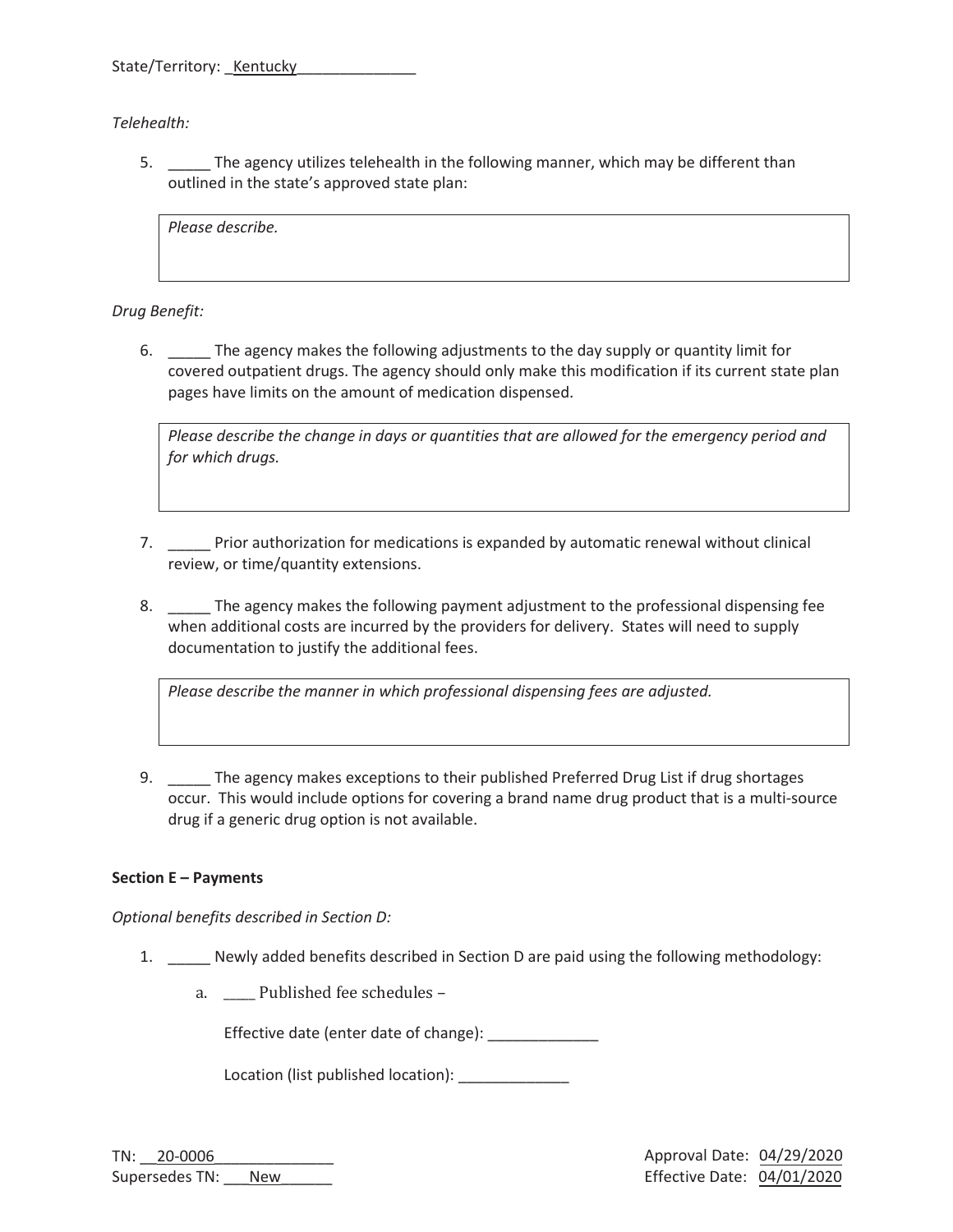State/Territory: _Kentucky______________

*Telehealth:*

5. _____ The agency utilizes telehealth in the following manner, which may be different than outlined in the state's approved state plan:

| *Please describe.* |
|---|

*Drug Benefit:*

6. _____ The agency makes the following adjustments to the day supply or quantity limit for covered outpatient drugs. The agency should only make this modification if its current state plan pages have limits on the amount of medication dispensed.

| *Please describe the change in days or quantities that are allowed for the emergency period and for which drugs.* |
|---|

7. _____ Prior authorization for medications is expanded by automatic renewal without clinical review, or time/quantity extensions.

8. _____ The agency makes the following payment adjustment to the professional dispensing fee when additional costs are incurred by the providers for delivery. States will need to supply documentation to justify the additional fees.

| *Please describe the manner in which professional dispensing fees are adjusted.* |
|---|

9. _____ The agency makes exceptions to their published Preferred Drug List if drug shortages occur. This would include options for covering a brand name drug product that is a multi-source drug if a generic drug option is not available.

**Section E – Payments**

*Optional benefits described in Section D:*

1. _____ Newly added benefits described in Section D are paid using the following methodology:

   a. ____ Published fee schedules –

      Effective date (enter date of change): _____________

      Location (list published location): _____________

TN: __20-0006______________
Supersedes TN: ___New______

Approval Date: 04/29/2020
Effective Date: 04/01/2020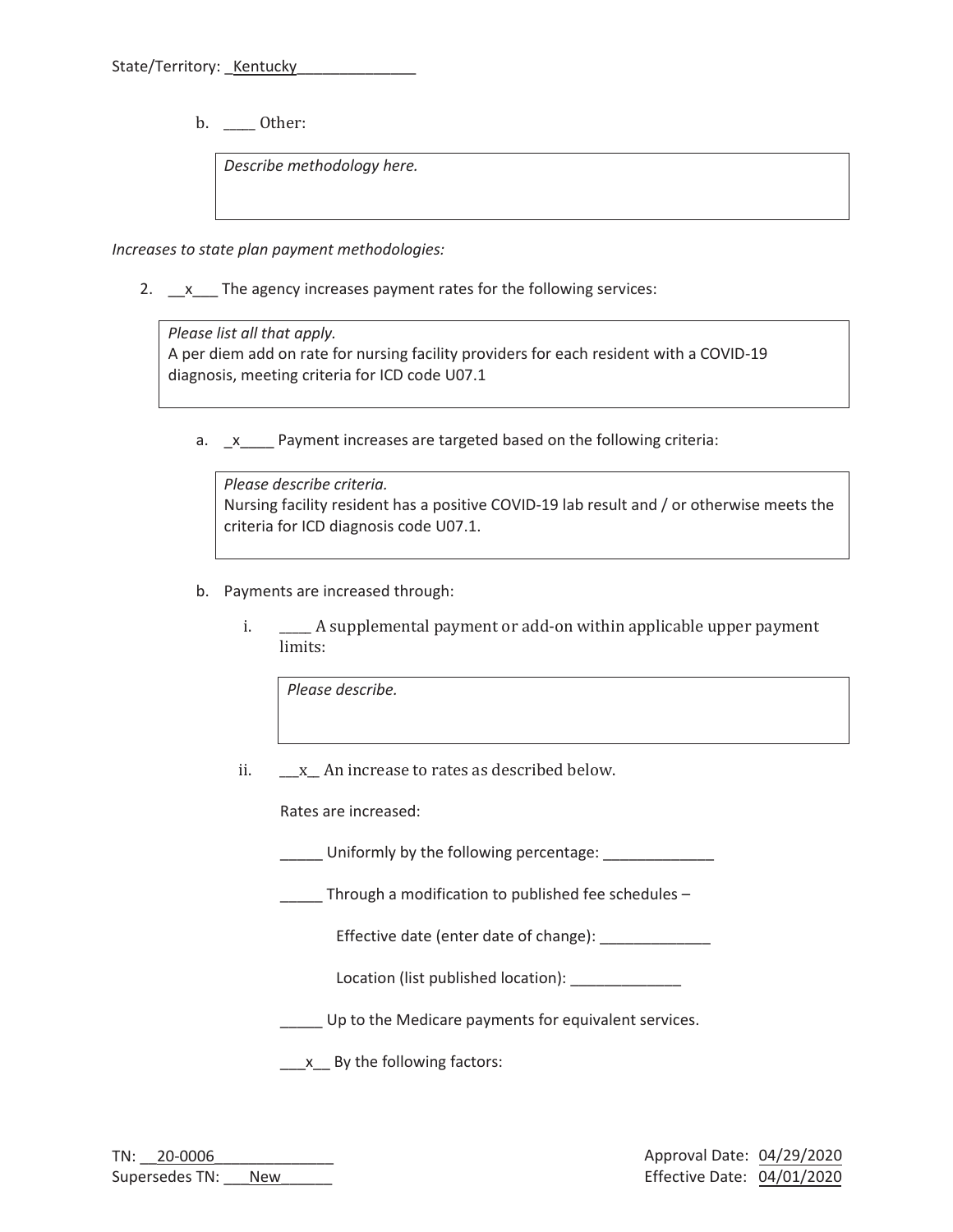State/Territory: _Kentucky_______________

b. ____ Other:

> *Describe methodology here.*

*Increases to state plan payment methodologies:*

2. __x___ The agency increases payment rates for the following services:

> *Please list all that apply.*
> A per diem add on rate for nursing facility providers for each resident with a COVID-19 diagnosis, meeting criteria for ICD code U07.1

a. _x____ Payment increases are targeted based on the following criteria:

> *Please describe criteria.*
> Nursing facility resident has a positive COVID-19 lab result and / or otherwise meets the criteria for ICD diagnosis code U07.1.

b. Payments are increased through:

i. ____ A supplemental payment or add-on within applicable upper payment limits:

> *Please describe.*

ii. ___x__ An increase to rates as described below.

Rates are increased:

_____ Uniformly by the following percentage: _____________

_____ Through a modification to published fee schedules –

Effective date (enter date of change): _____________

Location (list published location): _____________

_____ Up to the Medicare payments for equivalent services.

___x__ By the following factors:

TN: __20-0006______________
Supersedes TN: ___New______

Approval Date: 04/29/2020
Effective Date: 04/01/2020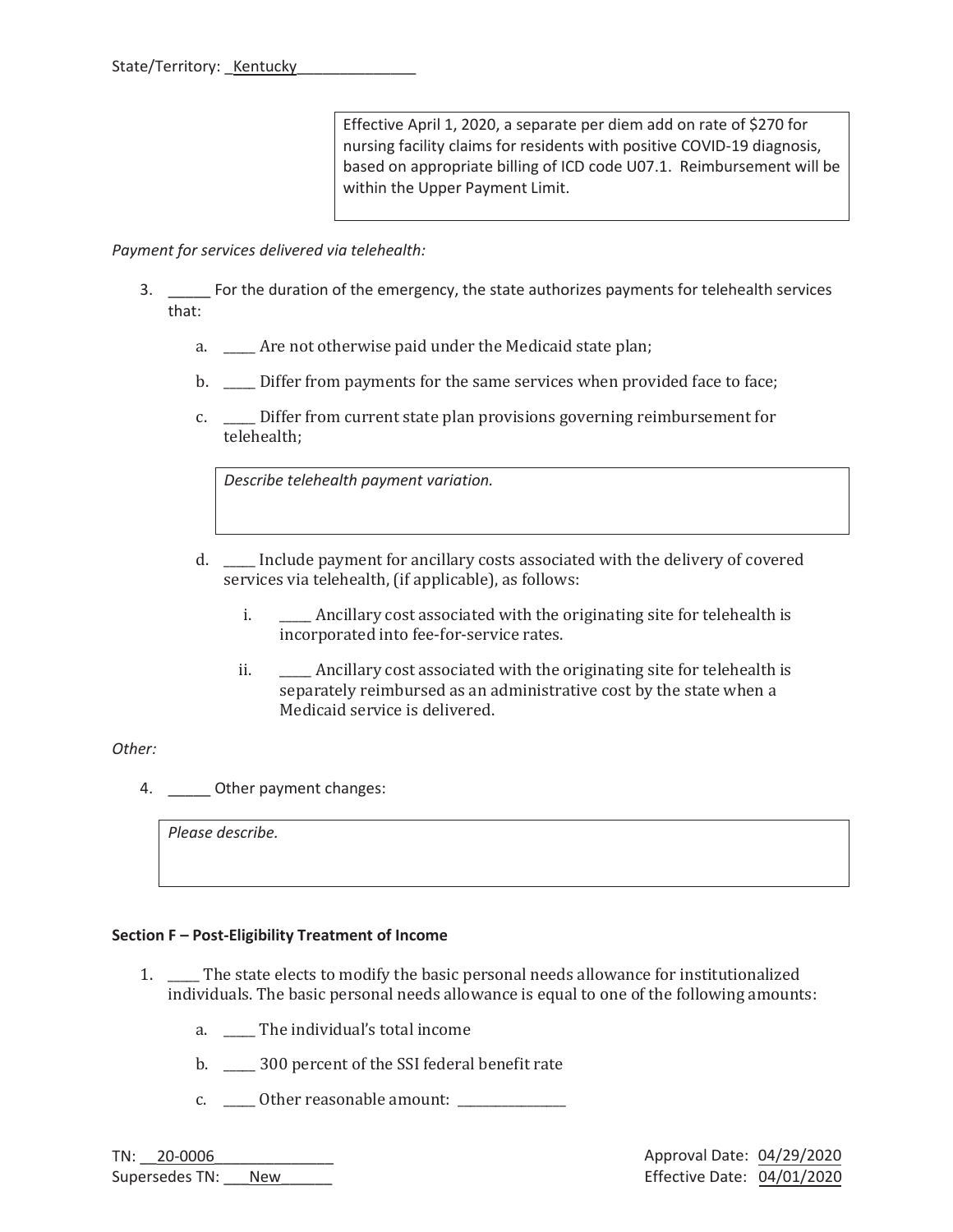State/Territory: _Kentucky_______________

> Effective April 1, 2020, a separate per diem add on rate of $270 for nursing facility claims for residents with positive COVID-19 diagnosis, based on appropriate billing of ICD code U07.1. Reimbursement will be within the Upper Payment Limit.

*Payment for services delivered via telehealth:*

3. ______ For the duration of the emergency, the state authorizes payments for telehealth services that:

    a. _____ Are not otherwise paid under the Medicaid state plan;

    b. _____ Differ from payments for the same services when provided face to face;

    c. _____ Differ from current state plan provisions governing reimbursement for telehealth;

    > *Describe telehealth payment variation.*

    d. _____ Include payment for ancillary costs associated with the delivery of covered services via telehealth, (if applicable), as follows:

        i. _____ Ancillary cost associated with the originating site for telehealth is incorporated into fee-for-service rates.

        ii. _____ Ancillary cost associated with the originating site for telehealth is separately reimbursed as an administrative cost by the state when a Medicaid service is delivered.

*Other:*

4. ______ Other payment changes:

> *Please describe.*

**Section F – Post-Eligibility Treatment of Income**

1. _____ The state elects to modify the basic personal needs allowance for institutionalized individuals. The basic personal needs allowance is equal to one of the following amounts:

    a. _____ The individual's total income

    b. _____ 300 percent of the SSI federal benefit rate

    c. _____ Other reasonable amount: _______________

TN: __20-0006_______________
Supersedes TN: ___New_______

Approval Date: 04/29/2020
Effective Date: 04/01/2020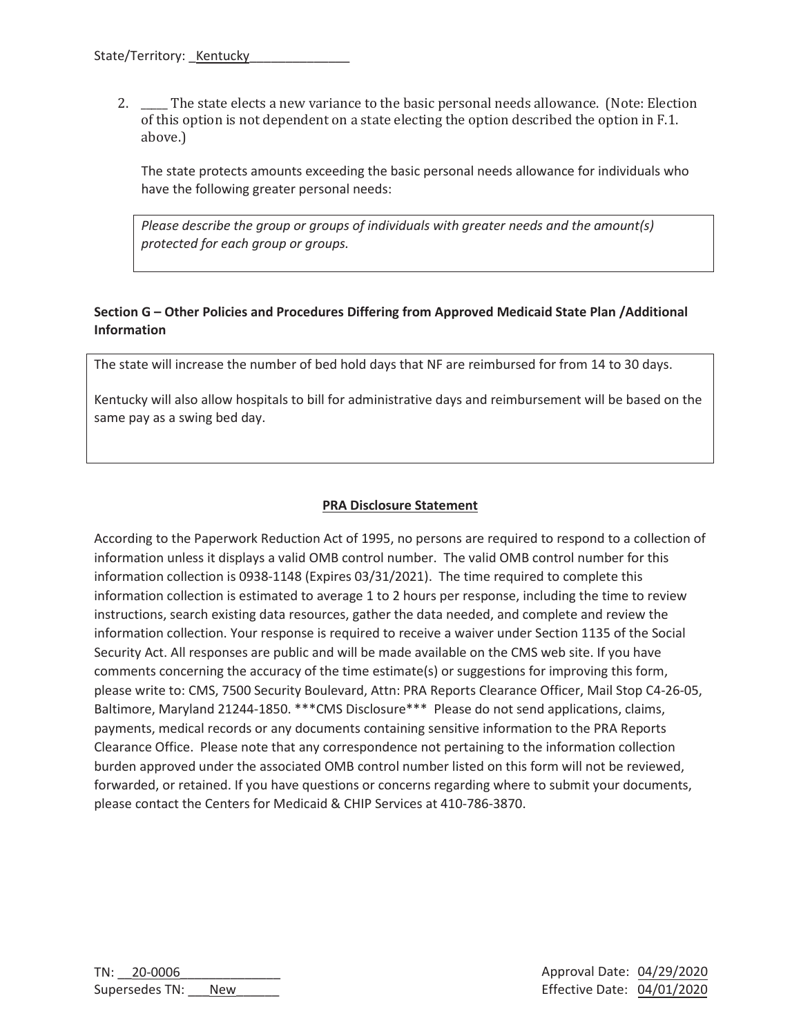State/Territory: _Kentucky_______________

2. ____ The state elects a new variance to the basic personal needs allowance. (Note: Election of this option is not dependent on a state electing the option described the option in F.1. above.)

   The state protects amounts exceeding the basic personal needs allowance for individuals who have the following greater personal needs:

   *Please describe the group or groups of individuals with greater needs and the amount(s) protected for each group or groups.*

**Section G – Other Policies and Procedures Differing from Approved Medicaid State Plan /Additional Information**

The state will increase the number of bed hold days that NF are reimbursed for from 14 to 30 days.

Kentucky will also allow hospitals to bill for administrative days and reimbursement will be based on the same pay as a swing bed day.

**PRA Disclosure Statement**

According to the Paperwork Reduction Act of 1995, no persons are required to respond to a collection of information unless it displays a valid OMB control number. The valid OMB control number for this information collection is 0938-1148 (Expires 03/31/2021). The time required to complete this information collection is estimated to average 1 to 2 hours per response, including the time to review instructions, search existing data resources, gather the data needed, and complete and review the information collection. Your response is required to receive a waiver under Section 1135 of the Social Security Act. All responses are public and will be made available on the CMS web site. If you have comments concerning the accuracy of the time estimate(s) or suggestions for improving this form, please write to: CMS, 7500 Security Boulevard, Attn: PRA Reports Clearance Officer, Mail Stop C4-26-05, Baltimore, Maryland 21244-1850. ***CMS Disclosure*** Please do not send applications, claims, payments, medical records or any documents containing sensitive information to the PRA Reports Clearance Office. Please note that any correspondence not pertaining to the information collection burden approved under the associated OMB control number listed on this form will not be reviewed, forwarded, or retained. If you have questions or concerns regarding where to submit your documents, please contact the Centers for Medicaid & CHIP Services at 410-786-3870.

TN: __20-0006______________
Supersedes TN: ___New______

Approval Date: 04/29/2020
Effective Date: 04/01/2020